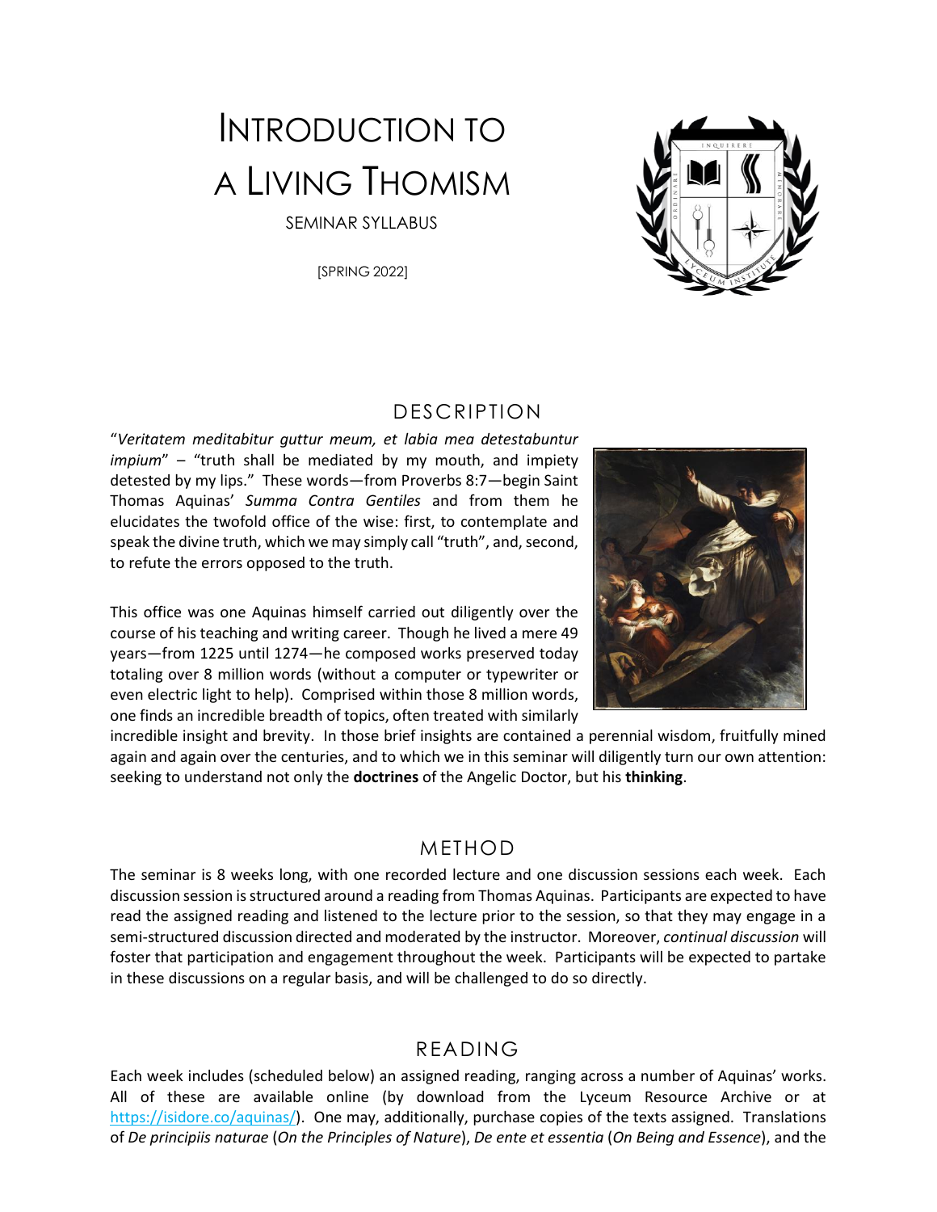# INTRODUCTION TO A LIVING THOMISM

SEMINAR SYLLABUS

[SPRING 2022]

## DESCRIPTION

"*Veritatem meditabitur guttur meum, et labia mea detestabuntur impium*" – "truth shall be mediated by my mouth, and impiety detested by my lips." These words—from Proverbs 8:7—begin Saint Thomas Aquinas' *Summa Contra Gentiles* and from them he elucidates the twofold office of the wise: first, to contemplate and speak the divine truth, which we may simply call "truth", and, second, to refute the errors opposed to the truth.

This office was one Aquinas himself carried out diligently over the course of his teaching and writing career. Though he lived a mere 49 years—from 1225 until 1274—he composed works preserved today totaling over 8 million words (without a computer or typewriter or even electric light to help). Comprised within those 8 million words, one finds an incredible breadth of topics, often treated with similarly incredible insight and brevity. In those brief insights are contained a perennial wisdom, fruitfully mined again and again over the centuries, and to which we in this seminar will diligently turn our own attention: seeking to understand not only the **doctrines** of the Angelic Doctor, but his **thinking**.

## METHOD

The seminar is 8 weeks long, with one recorded lecture and one discussion sessions each week. Each discussion session is structured around a reading from Thomas Aquinas. Participants are expected to have read the assigned reading and listened to the lecture prior to the session, so that they may engage in a semi-structured discussion directed and moderated by the instructor. Moreover, *continual discussion* will foster that participation and engagement throughout the week. Participants will be expected to partake in these discussions on a regular basis, and will be challenged to do so directly.

## READING

Each week includes (scheduled below) an assigned reading, ranging across a number of Aquinas' works. All of these are available online (by download from the Lyceum Resource Archive or at https://isidore.co/aquinas/). One may, additionally, purchase copies of the texts assigned. Translations of *De principiis naturae* (*On the Principles of Nature*), *De ente et essentia* (*On Being and Essence*), and the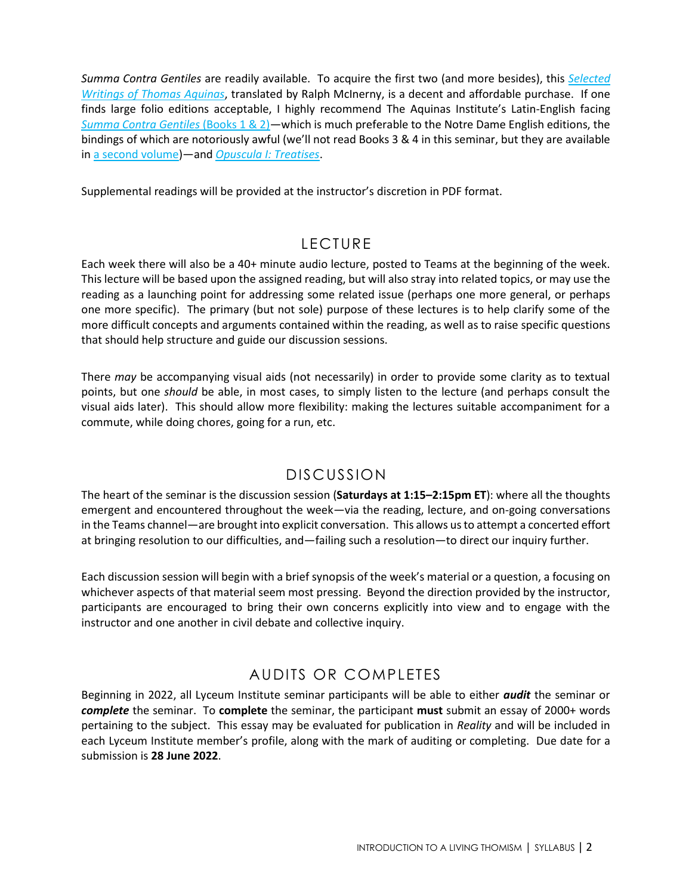*Summa Contra Gentiles* are readily available. To acquire the first two (and more besides), this *Selected Writings of Thomas Aquinas*, translated by Ralph McInerny, is a decent and affordable purchase. If one finds large folio editions acceptable, I highly recommend The Aquinas Institute's Latin-English facing *Summa Contra Gentiles* (Books 1 & 2)—which is much preferable to the Notre Dame English editions, the bindings of which are notoriously awful (we'll not read Books 3 & 4 in this seminar, but they are available in a second volume)—and *Opuscula I: Treatises*.

Supplemental readings will be provided at the instructor's discretion in PDF format.

## LECTURE

Each week there will also be a 40+ minute audio lecture, posted to Teams at the beginning of the week. This lecture will be based upon the assigned reading, but will also stray into related topics, or may use the reading as a launching point for addressing some related issue (perhaps one more general, or perhaps one more specific). The primary (but not sole) purpose of these lectures is to help clarify some of the more difficult concepts and arguments contained within the reading, as well as to raise specific questions that should help structure and guide our discussion sessions.

There *may* be accompanying visual aids (not necessarily) in order to provide some clarity as to textual points, but one *should* be able, in most cases, to simply listen to the lecture (and perhaps consult the visual aids later). This should allow more flexibility: making the lectures suitable accompaniment for a commute, while doing chores, going for a run, etc.

## DISCUSSION

The heart of the seminar is the discussion session (**Saturdays at 1:15–2:15pm ET**): where all the thoughts emergent and encountered throughout the week—via the reading, lecture, and on-going conversations in the Teams channel—are brought into explicit conversation. This allows us to attempt a concerted effort at bringing resolution to our difficulties, and—failing such a resolution—to direct our inquiry further.

Each discussion session will begin with a brief synopsis of the week's material or a question, a focusing on whichever aspects of that material seem most pressing. Beyond the direction provided by the instructor, participants are encouraged to bring their own concerns explicitly into view and to engage with the instructor and one another in civil debate and collective inquiry.

## AUDITS OR COMPLETES

Beginning in 2022, all Lyceum Institute seminar participants will be able to either ***audit*** the seminar or ***complete*** the seminar. To **complete** the seminar, the participant **must** submit an essay of 2000+ words pertaining to the subject. This essay may be evaluated for publication in *Reality* and will be included in each Lyceum Institute member's profile, along with the mark of auditing or completing. Due date for a submission is **28 June 2022**.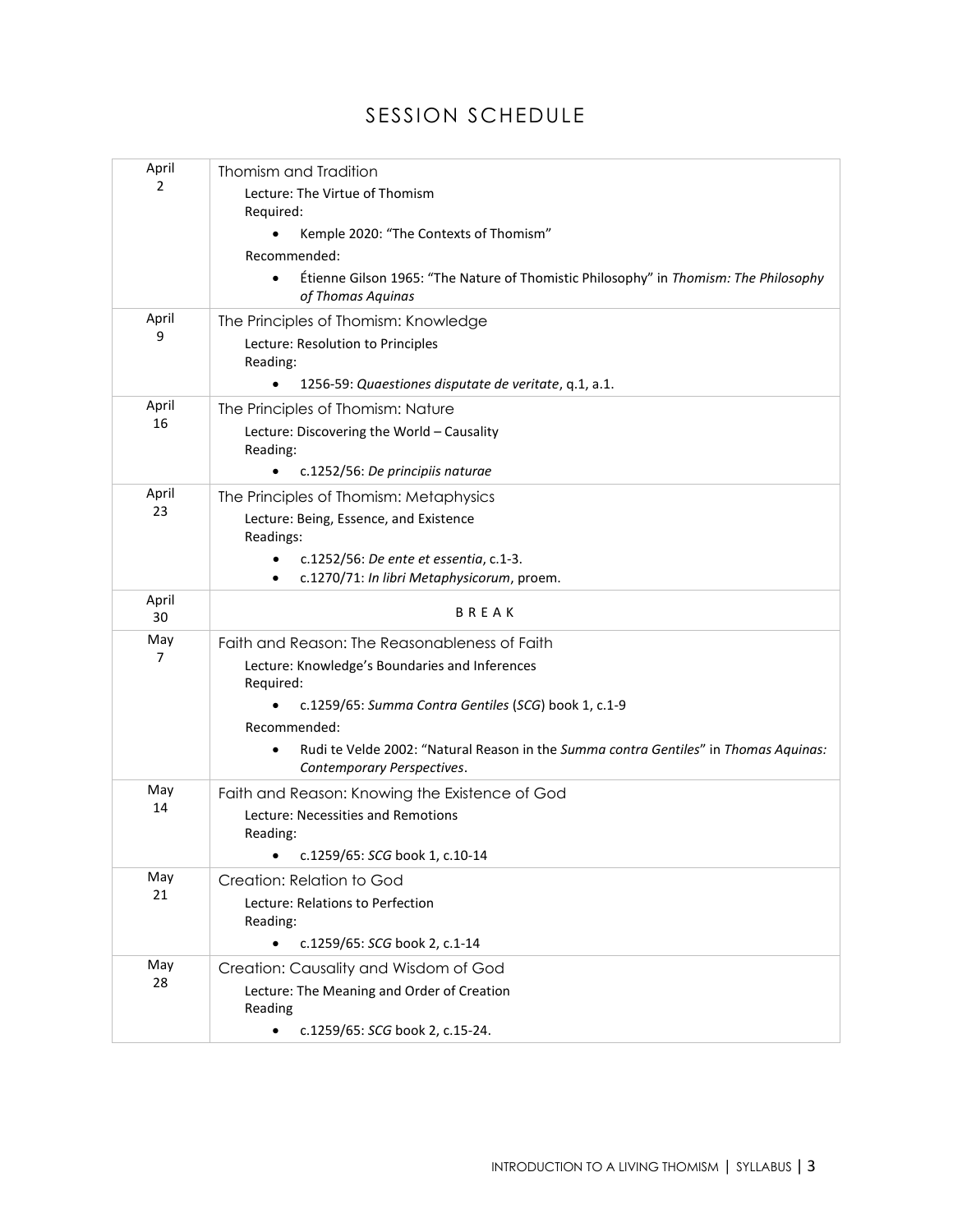# SESSION SCHEDULE

| | |
|---|---|
| April 2 | Thomism and Tradition<br>Lecture: The Virtue of Thomism<br>Required:<br>• Kemple 2020: "The Contexts of Thomism"<br>Recommended:<br>• Étienne Gilson 1965: "The Nature of Thomistic Philosophy" in *Thomism: The Philosophy of Thomas Aquinas* |
| April 9 | The Principles of Thomism: Knowledge<br>Lecture: Resolution to Principles<br>Reading:<br>• 1256-59: *Quaestiones disputate de veritate*, q.1, a.1. |
| April 16 | The Principles of Thomism: Nature<br>Lecture: Discovering the World – Causality<br>Reading:<br>• c.1252/56: *De principiis naturae* |
| April 23 | The Principles of Thomism: Metaphysics<br>Lecture: Being, Essence, and Existence<br>Readings:<br>• c.1252/56: *De ente et essentia*, c.1-3.<br>• c.1270/71: *In libri Metaphysicorum*, proem. |
| April 30 | BREAK |
| May 7 | Faith and Reason: The Reasonableness of Faith<br>Lecture: Knowledge's Boundaries and Inferences<br>Required:<br>• c.1259/65: *Summa Contra Gentiles* (*SCG*) book 1, c.1-9<br>Recommended:<br>• Rudi te Velde 2002: "Natural Reason in the *Summa contra Gentiles*" in *Thomas Aquinas: Contemporary Perspectives*. |
| May 14 | Faith and Reason: Knowing the Existence of God<br>Lecture: Necessities and Remotions<br>Reading:<br>• c.1259/65: *SCG* book 1, c.10-14 |
| May 21 | Creation: Relation to God<br>Lecture: Relations to Perfection<br>Reading:<br>• c.1259/65: *SCG* book 2, c.1-14 |
| May 28 | Creation: Causality and Wisdom of God<br>Lecture: The Meaning and Order of Creation<br>Reading<br>• c.1259/65: *SCG* book 2, c.15-24. |